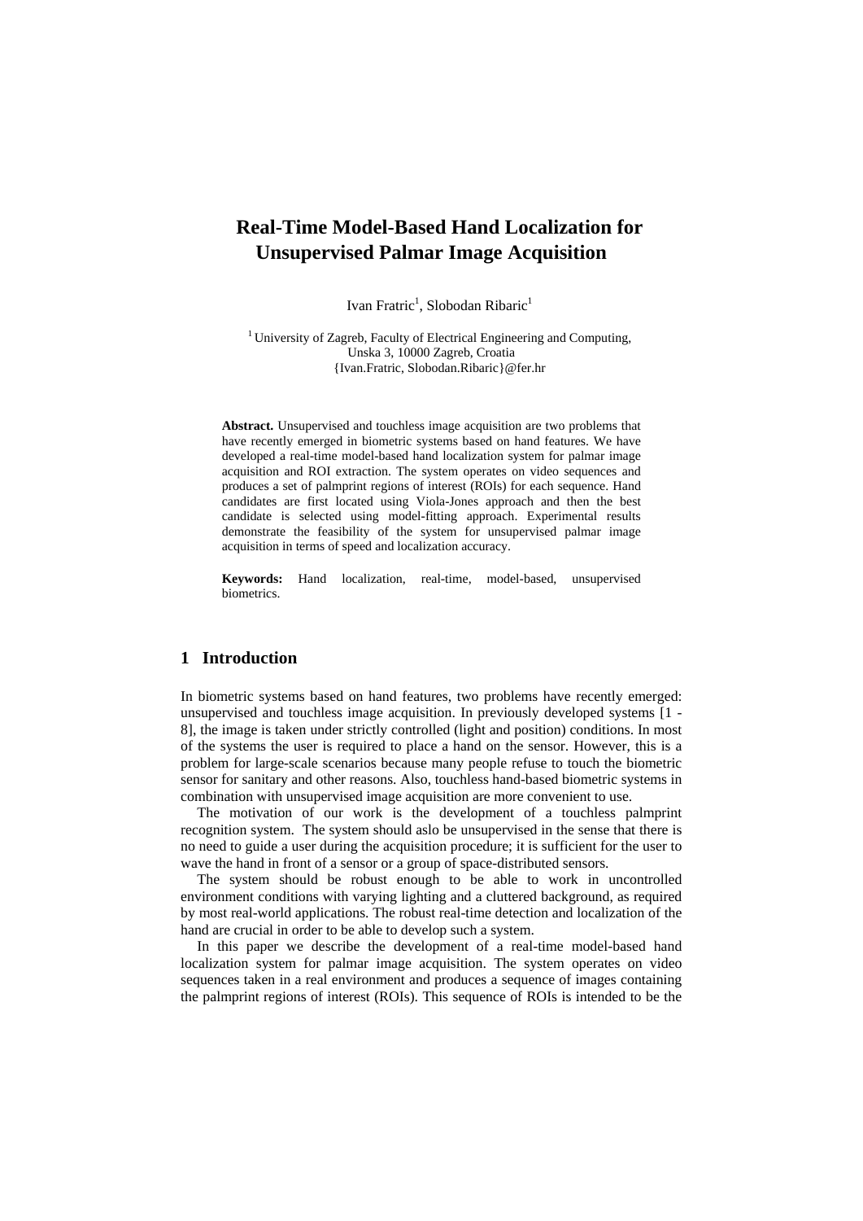# Real-Time Model-Based Hand Localization for Unsupervised Palmar Image Acquisition

Ivan Fratric[1], Slobodan Ribaric[1]

[1] University of Zagreb, Faculty of Electrical Engineering and Computing, Unska 3, 10000 Zagreb, Croatia
{Ivan.Fratric, Slobodan.Ribaric}@fer.hr

**Abstract.** Unsupervised and touchless image acquisition are two problems that have recently emerged in biometric systems based on hand features. We have developed a real-time model-based hand localization system for palmar image acquisition and ROI extraction. The system operates on video sequences and produces a set of palmprint regions of interest (ROIs) for each sequence. Hand candidates are first located using Viola-Jones approach and then the best candidate is selected using model-fitting approach. Experimental results demonstrate the feasibility of the system for unsupervised palmar image acquisition in terms of speed and localization accuracy.

**Keywords:** Hand localization, real-time, model-based, unsupervised biometrics.

## 1 Introduction

In biometric systems based on hand features, two problems have recently emerged: unsupervised and touchless image acquisition. In previously developed systems [1 - 8], the image is taken under strictly controlled (light and position) conditions. In most of the systems the user is required to place a hand on the sensor. However, this is a problem for large-scale scenarios because many people refuse to touch the biometric sensor for sanitary and other reasons. Also, touchless hand-based biometric systems in combination with unsupervised image acquisition are more convenient to use.

The motivation of our work is the development of a touchless palmprint recognition system. The system should aslo be unsupervised in the sense that there is no need to guide a user during the acquisition procedure; it is sufficient for the user to wave the hand in front of a sensor or a group of space-distributed sensors.

The system should be robust enough to be able to work in uncontrolled environment conditions with varying lighting and a cluttered background, as required by most real-world applications. The robust real-time detection and localization of the hand are crucial in order to be able to develop such a system.

In this paper we describe the development of a real-time model-based hand localization system for palmar image acquisition. The system operates on video sequences taken in a real environment and produces a sequence of images containing the palmprint regions of interest (ROIs). This sequence of ROIs is intended to be the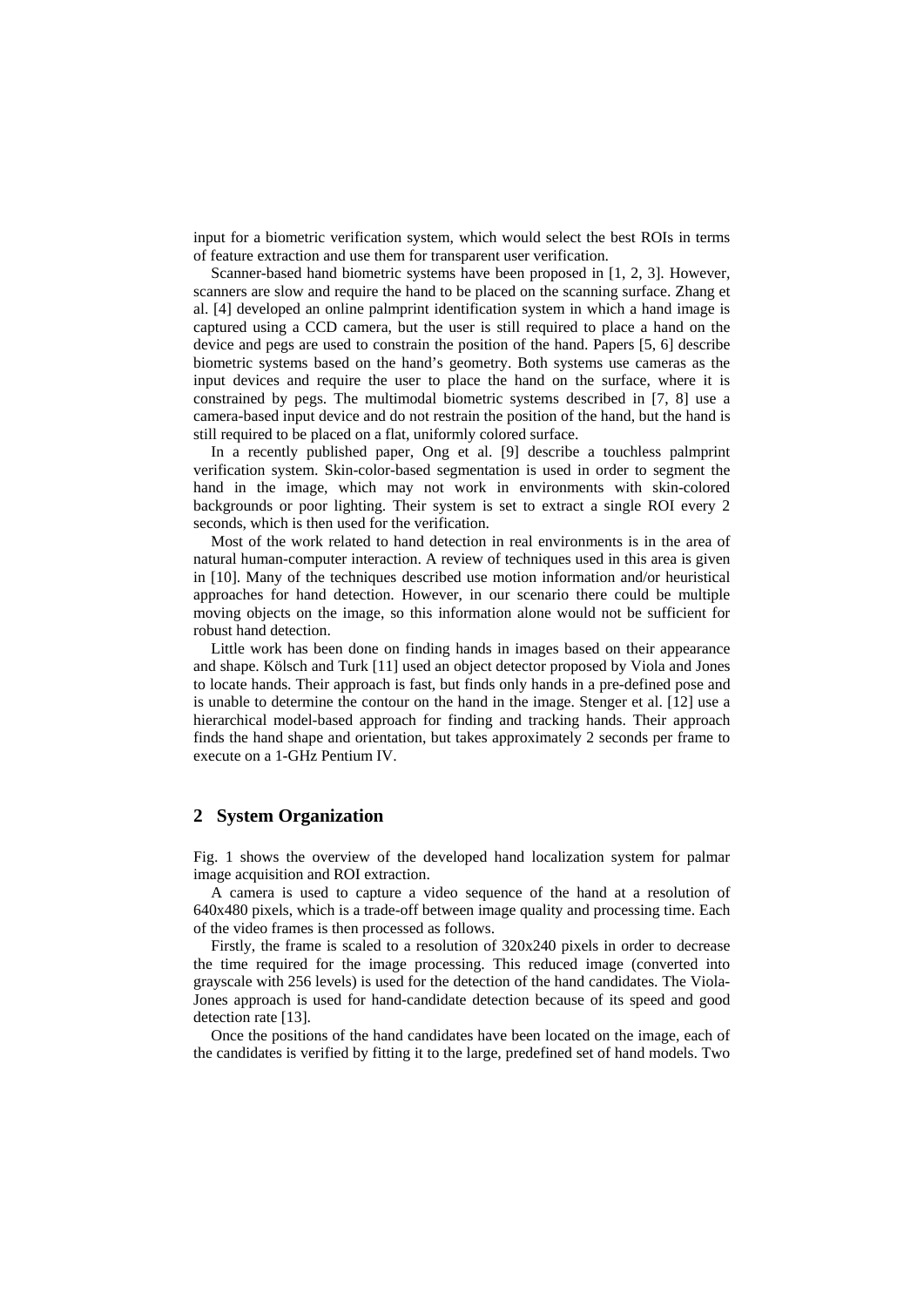input for a biometric verification system, which would select the best ROIs in terms of feature extraction and use them for transparent user verification.

Scanner-based hand biometric systems have been proposed in [1, 2, 3]. However, scanners are slow and require the hand to be placed on the scanning surface. Zhang et al. [4] developed an online palmprint identification system in which a hand image is captured using a CCD camera, but the user is still required to place a hand on the device and pegs are used to constrain the position of the hand. Papers [5, 6] describe biometric systems based on the hand's geometry. Both systems use cameras as the input devices and require the user to place the hand on the surface, where it is constrained by pegs. The multimodal biometric systems described in [7, 8] use a camera-based input device and do not restrain the position of the hand, but the hand is still required to be placed on a flat, uniformly colored surface.

In a recently published paper, Ong et al. [9] describe a touchless palmprint verification system. Skin-color-based segmentation is used in order to segment the hand in the image, which may not work in environments with skin-colored backgrounds or poor lighting. Their system is set to extract a single ROI every 2 seconds, which is then used for the verification.

Most of the work related to hand detection in real environments is in the area of natural human-computer interaction. A review of techniques used in this area is given in [10]. Many of the techniques described use motion information and/or heuristical approaches for hand detection. However, in our scenario there could be multiple moving objects on the image, so this information alone would not be sufficient for robust hand detection.

Little work has been done on finding hands in images based on their appearance and shape. Kölsch and Turk [11] used an object detector proposed by Viola and Jones to locate hands. Their approach is fast, but finds only hands in a pre-defined pose and is unable to determine the contour on the hand in the image. Stenger et al. [12] use a hierarchical model-based approach for finding and tracking hands. Their approach finds the hand shape and orientation, but takes approximately 2 seconds per frame to execute on a 1-GHz Pentium IV.

## 2 System Organization

Fig. 1 shows the overview of the developed hand localization system for palmar image acquisition and ROI extraction.

A camera is used to capture a video sequence of the hand at a resolution of 640x480 pixels, which is a trade-off between image quality and processing time. Each of the video frames is then processed as follows.

Firstly, the frame is scaled to a resolution of 320x240 pixels in order to decrease the time required for the image processing. This reduced image (converted into grayscale with 256 levels) is used for the detection of the hand candidates. The Viola-Jones approach is used for hand-candidate detection because of its speed and good detection rate [13].

Once the positions of the hand candidates have been located on the image, each of the candidates is verified by fitting it to the large, predefined set of hand models. Two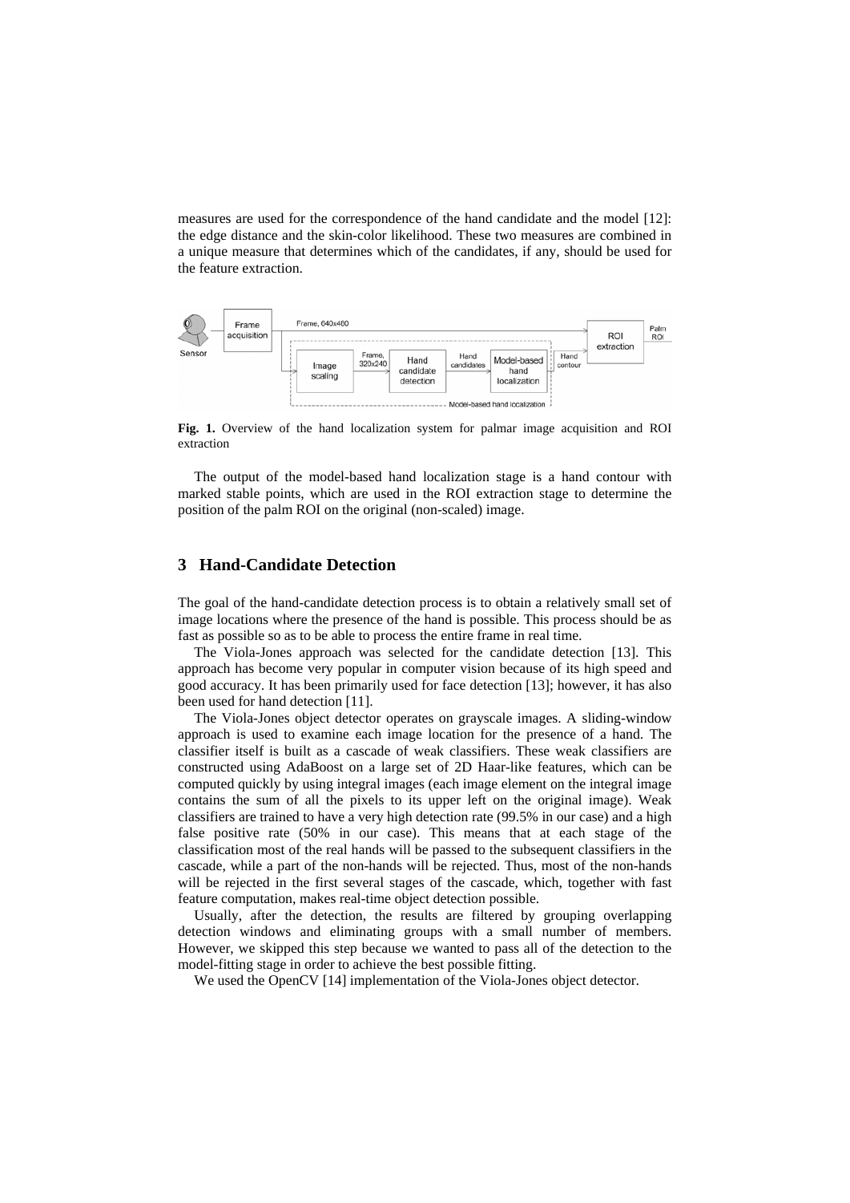measures are used for the correspondence of the hand candidate and the model [12]: the edge distance and the skin-color likelihood. These two measures are combined in a unique measure that determines which of the candidates, if any, should be used for the feature extraction.

**Fig. 1.** Overview of the hand localization system for palmar image acquisition and ROI extraction

The output of the model-based hand localization stage is a hand contour with marked stable points, which are used in the ROI extraction stage to determine the position of the palm ROI on the original (non-scaled) image.

## 3 Hand-Candidate Detection

The goal of the hand-candidate detection process is to obtain a relatively small set of image locations where the presence of the hand is possible. This process should be as fast as possible so as to be able to process the entire frame in real time.

The Viola-Jones approach was selected for the candidate detection [13]. This approach has become very popular in computer vision because of its high speed and good accuracy. It has been primarily used for face detection [13]; however, it has also been used for hand detection [11].

The Viola-Jones object detector operates on grayscale images. A sliding-window approach is used to examine each image location for the presence of a hand. The classifier itself is built as a cascade of weak classifiers. These weak classifiers are constructed using AdaBoost on a large set of 2D Haar-like features, which can be computed quickly by using integral images (each image element on the integral image contains the sum of all the pixels to its upper left on the original image). Weak classifiers are trained to have a very high detection rate (99.5% in our case) and a high false positive rate (50% in our case). This means that at each stage of the classification most of the real hands will be passed to the subsequent classifiers in the cascade, while a part of the non-hands will be rejected. Thus, most of the non-hands will be rejected in the first several stages of the cascade, which, together with fast feature computation, makes real-time object detection possible.

Usually, after the detection, the results are filtered by grouping overlapping detection windows and eliminating groups with a small number of members. However, we skipped this step because we wanted to pass all of the detection to the model-fitting stage in order to achieve the best possible fitting.

We used the OpenCV [14] implementation of the Viola-Jones object detector.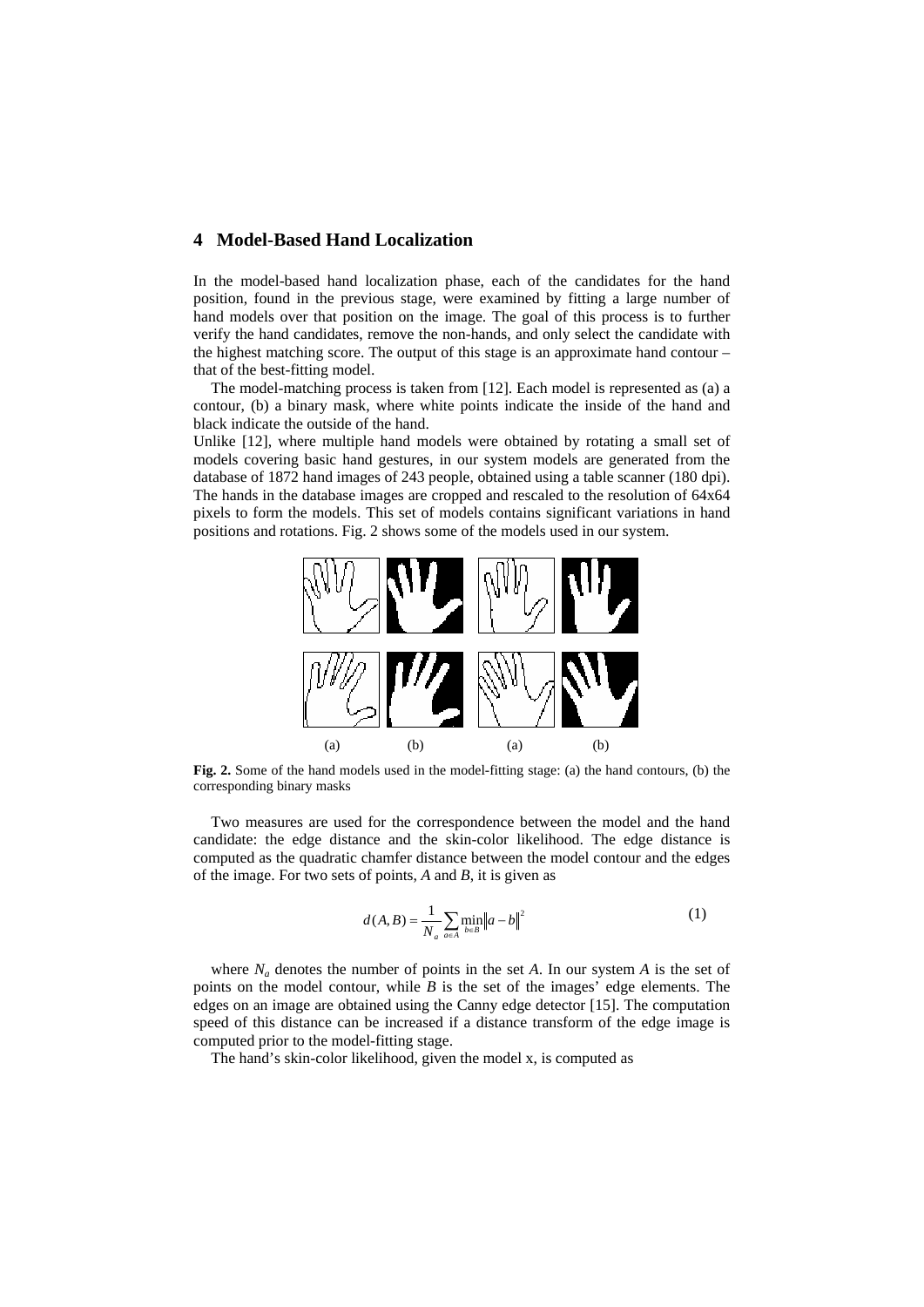## 4 Model-Based Hand Localization

In the model-based hand localization phase, each of the candidates for the hand position, found in the previous stage, were examined by fitting a large number of hand models over that position on the image. The goal of this process is to further verify the hand candidates, remove the non-hands, and only select the candidate with the highest matching score. The output of this stage is an approximate hand contour – that of the best-fitting model.

The model-matching process is taken from [12]. Each model is represented as (a) a contour, (b) a binary mask, where white points indicate the inside of the hand and black indicate the outside of the hand.

Unlike [12], where multiple hand models were obtained by rotating a small set of models covering basic hand gestures, in our system models are generated from the database of 1872 hand images of 243 people, obtained using a table scanner (180 dpi). The hands in the database images are cropped and rescaled to the resolution of 64x64 pixels to form the models. This set of models contains significant variations in hand positions and rotations. Fig. 2 shows some of the models used in our system.

**Fig. 2.** Some of the hand models used in the model-fitting stage: (a) the hand contours, (b) the corresponding binary masks

Two measures are used for the correspondence between the model and the hand candidate: the edge distance and the skin-color likelihood. The edge distance is computed as the quadratic chamfer distance between the model contour and the edges of the image. For two sets of points, *A* and *B*, it is given as

$$d(A,B) = \frac{1}{N_a} \sum_{a \in A} \min_{b \in B} \|a - b\|^2 \tag{1}$$

where $N_a$ denotes the number of points in the set *A*. In our system *A* is the set of points on the model contour, while *B* is the set of the images' edge elements. The edges on an image are obtained using the Canny edge detector [15]. The computation speed of this distance can be increased if a distance transform of the edge image is computed prior to the model-fitting stage.

The hand's skin-color likelihood, given the model x, is computed as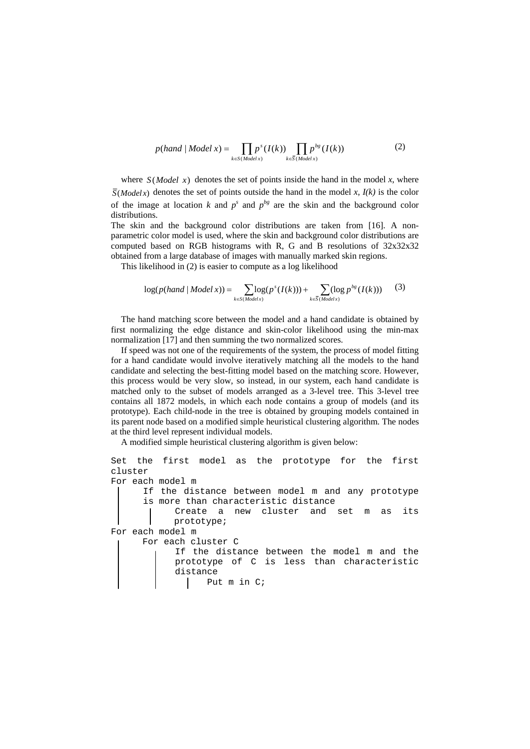$$p(hand \mid Model\ x) = \prod_{k \in S(Model\ x)} p^s(I(k)) \prod_{k \in \overline{S}(Model\ x)} p^{bg}(I(k)) \qquad (2)$$

where $S(Model\ x)$ denotes the set of points inside the hand in the model *x*, where $\overline{S}(Model\ x)$ denotes the set of points outside the hand in the model *x*, *I(k)* is the color of the image at location *k* and $p^s$ and $p^{bg}$ are the skin and the background color distributions.

The skin and the background color distributions are taken from [16]. A non-parametric color model is used, where the skin and background color distributions are computed based on RGB histograms with R, G and B resolutions of 32x32x32 obtained from a large database of images with manually marked skin regions.

This likelihood in (2) is easier to compute as a log likelihood

$$\log(p(hand \mid Model\ x)) = \sum_{k \in S(Model\ x)} \log(p^s(I(k))) + \sum_{k \in \overline{S}(Model\ x)} (\log p^{bg}(I(k))) \qquad (3)$$

The hand matching score between the model and a hand candidate is obtained by first normalizing the edge distance and skin-color likelihood using the min-max normalization [17] and then summing the two normalized scores.

If speed was not one of the requirements of the system, the process of model fitting for a hand candidate would involve iteratively matching all the models to the hand candidate and selecting the best-fitting model based on the matching score. However, this process would be very slow, so instead, in our system, each hand candidate is matched only to the subset of models arranged as a 3-level tree. This 3-level tree contains all 1872 models, in which each node contains a group of models (and its prototype). Each child-node in the tree is obtained by grouping models contained in its parent node based on a modified simple heuristical clustering algorithm. The nodes at the third level represent individual models.

A modified simple heuristical clustering algorithm is given below:

```
Set the first model as the prototype for the first cluster
For each model m
    If the distance between model m and any prototype
    is more than characteristic distance
        Create a new cluster and set m as its
        prototype;
For each model m
    For each cluster C
        If the distance between the model m and the
        prototype of C is less than characteristic
        distance
            Put m in C;
```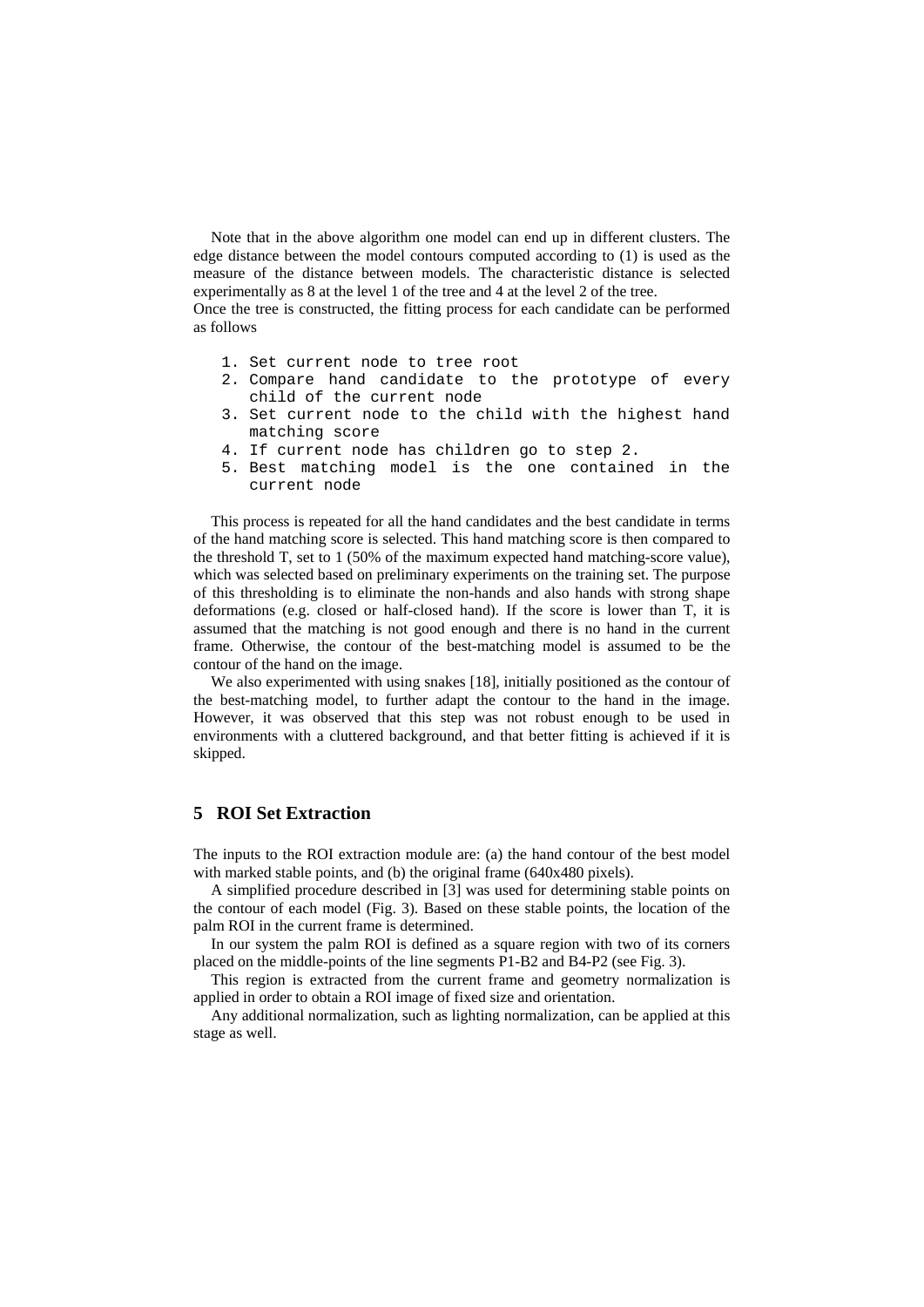Note that in the above algorithm one model can end up in different clusters. The edge distance between the model contours computed according to (1) is used as the measure of the distance between models. The characteristic distance is selected experimentally as 8 at the level 1 of the tree and 4 at the level 2 of the tree.
Once the tree is constructed, the fitting process for each candidate can be performed as follows

```
1. Set current node to tree root
2. Compare hand candidate to the prototype of every
   child of the current node
3. Set current node to the child with the highest hand
   matching score
4. If current node has children go to step 2.
5. Best matching model is the one contained in the
   current node
```

This process is repeated for all the hand candidates and the best candidate in terms of the hand matching score is selected. This hand matching score is then compared to the threshold T, set to 1 (50% of the maximum expected hand matching-score value), which was selected based on preliminary experiments on the training set. The purpose of this thresholding is to eliminate the non-hands and also hands with strong shape deformations (e.g. closed or half-closed hand). If the score is lower than T, it is assumed that the matching is not good enough and there is no hand in the current frame. Otherwise, the contour of the best-matching model is assumed to be the contour of the hand on the image.

We also experimented with using snakes [18], initially positioned as the contour of the best-matching model, to further adapt the contour to the hand in the image. However, it was observed that this step was not robust enough to be used in environments with a cluttered background, and that better fitting is achieved if it is skipped.

## 5 ROI Set Extraction

The inputs to the ROI extraction module are: (a) the hand contour of the best model with marked stable points, and (b) the original frame (640x480 pixels).

A simplified procedure described in [3] was used for determining stable points on the contour of each model (Fig. 3). Based on these stable points, the location of the palm ROI in the current frame is determined.

In our system the palm ROI is defined as a square region with two of its corners placed on the middle-points of the line segments P1-B2 and B4-P2 (see Fig. 3).

This region is extracted from the current frame and geometry normalization is applied in order to obtain a ROI image of fixed size and orientation.

Any additional normalization, such as lighting normalization, can be applied at this stage as well.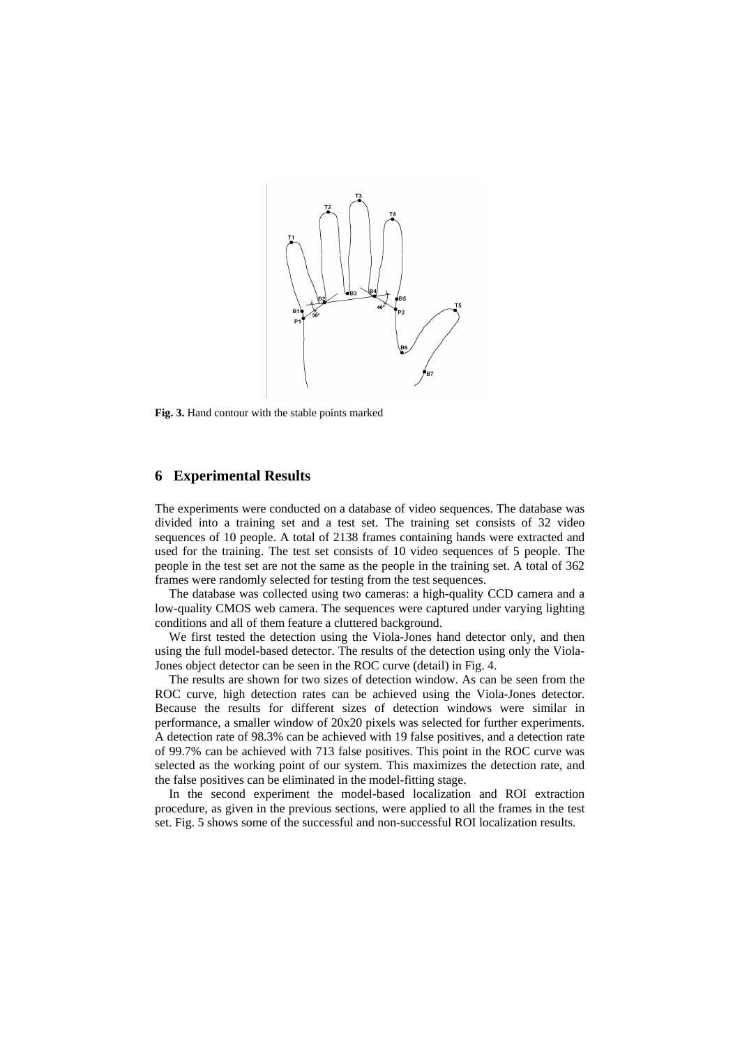Fig. 3. Hand contour with the stable points marked

## 6 Experimental Results

The experiments were conducted on a database of video sequences. The database was divided into a training set and a test set. The training set consists of 32 video sequences of 10 people. A total of 2138 frames containing hands were extracted and used for the training. The test set consists of 10 video sequences of 5 people. The people in the test set are not the same as the people in the training set. A total of 362 frames were randomly selected for testing from the test sequences.

The database was collected using two cameras: a high-quality CCD camera and a low-quality CMOS web camera. The sequences were captured under varying lighting conditions and all of them feature a cluttered background.

We first tested the detection using the Viola-Jones hand detector only, and then using the full model-based detector. The results of the detection using only the Viola-Jones object detector can be seen in the ROC curve (detail) in Fig. 4.

The results are shown for two sizes of detection window. As can be seen from the ROC curve, high detection rates can be achieved using the Viola-Jones detector. Because the results for different sizes of detection windows were similar in performance, a smaller window of 20x20 pixels was selected for further experiments. A detection rate of 98.3% can be achieved with 19 false positives, and a detection rate of 99.7% can be achieved with 713 false positives. This point in the ROC curve was selected as the working point of our system. This maximizes the detection rate, and the false positives can be eliminated in the model-fitting stage.

In the second experiment the model-based localization and ROI extraction procedure, as given in the previous sections, were applied to all the frames in the test set. Fig. 5 shows some of the successful and non-successful ROI localization results.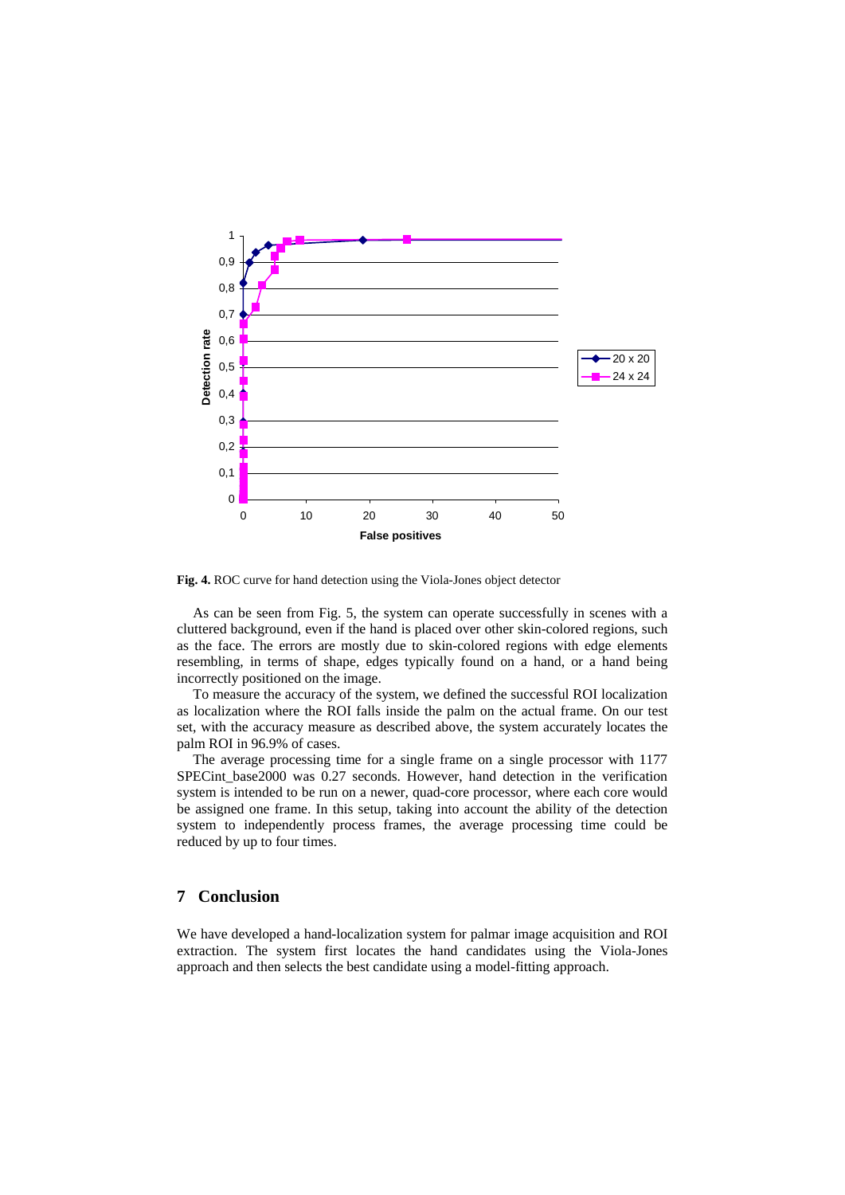**Fig. 4.** ROC curve for hand detection using the Viola-Jones object detector

As can be seen from Fig. 5, the system can operate successfully in scenes with a cluttered background, even if the hand is placed over other skin-colored regions, such as the face. The errors are mostly due to skin-colored regions with edge elements resembling, in terms of shape, edges typically found on a hand, or a hand being incorrectly positioned on the image.

To measure the accuracy of the system, we defined the successful ROI localization as localization where the ROI falls inside the palm on the actual frame. On our test set, with the accuracy measure as described above, the system accurately locates the palm ROI in 96.9% of cases.

The average processing time for a single frame on a single processor with 1177 SPECint_base2000 was 0.27 seconds. However, hand detection in the verification system is intended to be run on a newer, quad-core processor, where each core would be assigned one frame. In this setup, taking into account the ability of the detection system to independently process frames, the average processing time could be reduced by up to four times.

## 7 Conclusion

We have developed a hand-localization system for palmar image acquisition and ROI extraction. The system first locates the hand candidates using the Viola-Jones approach and then selects the best candidate using a model-fitting approach.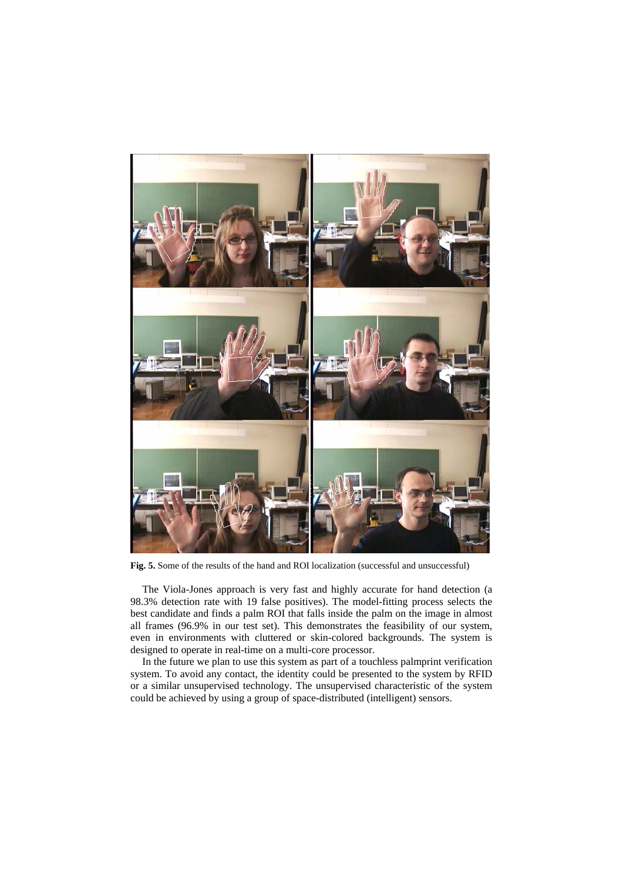**Fig. 5.** Some of the results of the hand and ROI localization (successful and unsuccessful)

The Viola-Jones approach is very fast and highly accurate for hand detection (a 98.3% detection rate with 19 false positives). The model-fitting process selects the best candidate and finds a palm ROI that falls inside the palm on the image in almost all frames (96.9% in our test set). This demonstrates the feasibility of our system, even in environments with cluttered or skin-colored backgrounds. The system is designed to operate in real-time on a multi-core processor.

In the future we plan to use this system as part of a touchless palmprint verification system. To avoid any contact, the identity could be presented to the system by RFID or a similar unsupervised technology. The unsupervised characteristic of the system could be achieved by using a group of space-distributed (intelligent) sensors.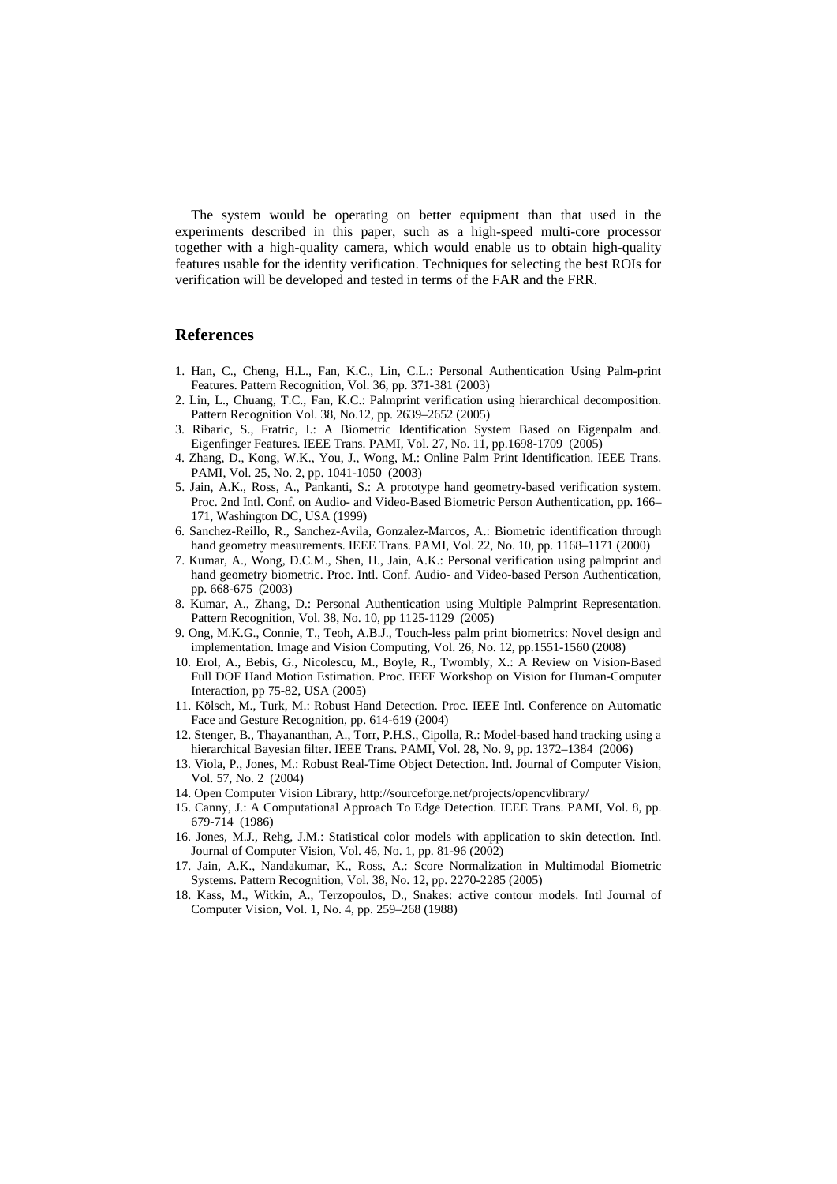The system would be operating on better equipment than that used in the experiments described in this paper, such as a high-speed multi-core processor together with a high-quality camera, which would enable us to obtain high-quality features usable for the identity verification. Techniques for selecting the best ROIs for verification will be developed and tested in terms of the FAR and the FRR.

## References

1. Han, C., Cheng, H.L., Fan, K.C., Lin, C.L.: Personal Authentication Using Palm-print Features. Pattern Recognition, Vol. 36, pp. 371-381 (2003)
2. Lin, L., Chuang, T.C., Fan, K.C.: Palmprint verification using hierarchical decomposition. Pattern Recognition Vol. 38, No.12, pp. 2639–2652 (2005)
3. Ribaric, S., Fratric, I.: A Biometric Identification System Based on Eigenpalm and. Eigenfinger Features. IEEE Trans. PAMI, Vol. 27, No. 11, pp.1698-1709 (2005)
4. Zhang, D., Kong, W.K., You, J., Wong, M.: Online Palm Print Identification. IEEE Trans. PAMI, Vol. 25, No. 2, pp. 1041-1050 (2003)
5. Jain, A.K., Ross, A., Pankanti, S.: A prototype hand geometry-based verification system. Proc. 2nd Intl. Conf. on Audio- and Video-Based Biometric Person Authentication, pp. 166–171, Washington DC, USA (1999)
6. Sanchez-Reillo, R., Sanchez-Avila, Gonzalez-Marcos, A.: Biometric identification through hand geometry measurements. IEEE Trans. PAMI, Vol. 22, No. 10, pp. 1168–1171 (2000)
7. Kumar, A., Wong, D.C.M., Shen, H., Jain, A.K.: Personal verification using palmprint and hand geometry biometric. Proc. Intl. Conf. Audio- and Video-based Person Authentication, pp. 668-675 (2003)
8. Kumar, A., Zhang, D.: Personal Authentication using Multiple Palmprint Representation. Pattern Recognition, Vol. 38, No. 10, pp 1125-1129 (2005)
9. Ong, M.K.G., Connie, T., Teoh, A.B.J., Touch-less palm print biometrics: Novel design and implementation. Image and Vision Computing, Vol. 26, No. 12, pp.1551-1560 (2008)
10. Erol, A., Bebis, G., Nicolescu, M., Boyle, R., Twombly, X.: A Review on Vision-Based Full DOF Hand Motion Estimation. Proc. IEEE Workshop on Vision for Human-Computer Interaction, pp 75-82, USA (2005)
11. Kölsch, M., Turk, M.: Robust Hand Detection. Proc. IEEE Intl. Conference on Automatic Face and Gesture Recognition, pp. 614-619 (2004)
12. Stenger, B., Thayananthan, A., Torr, P.H.S., Cipolla, R.: Model-based hand tracking using a hierarchical Bayesian filter. IEEE Trans. PAMI, Vol. 28, No. 9, pp. 1372–1384 (2006)
13. Viola, P., Jones, M.: Robust Real-Time Object Detection. Intl. Journal of Computer Vision, Vol. 57, No. 2 (2004)
14. Open Computer Vision Library, http://sourceforge.net/projects/opencvlibrary/
15. Canny, J.: A Computational Approach To Edge Detection. IEEE Trans. PAMI, Vol. 8, pp. 679-714 (1986)
16. Jones, M.J., Rehg, J.M.: Statistical color models with application to skin detection. Intl. Journal of Computer Vision, Vol. 46, No. 1, pp. 81-96 (2002)
17. Jain, A.K., Nandakumar, K., Ross, A.: Score Normalization in Multimodal Biometric Systems. Pattern Recognition, Vol. 38, No. 12, pp. 2270-2285 (2005)
18. Kass, M., Witkin, A., Terzopoulos, D., Snakes: active contour models. Intl Journal of Computer Vision, Vol. 1, No. 4, pp. 259–268 (1988)